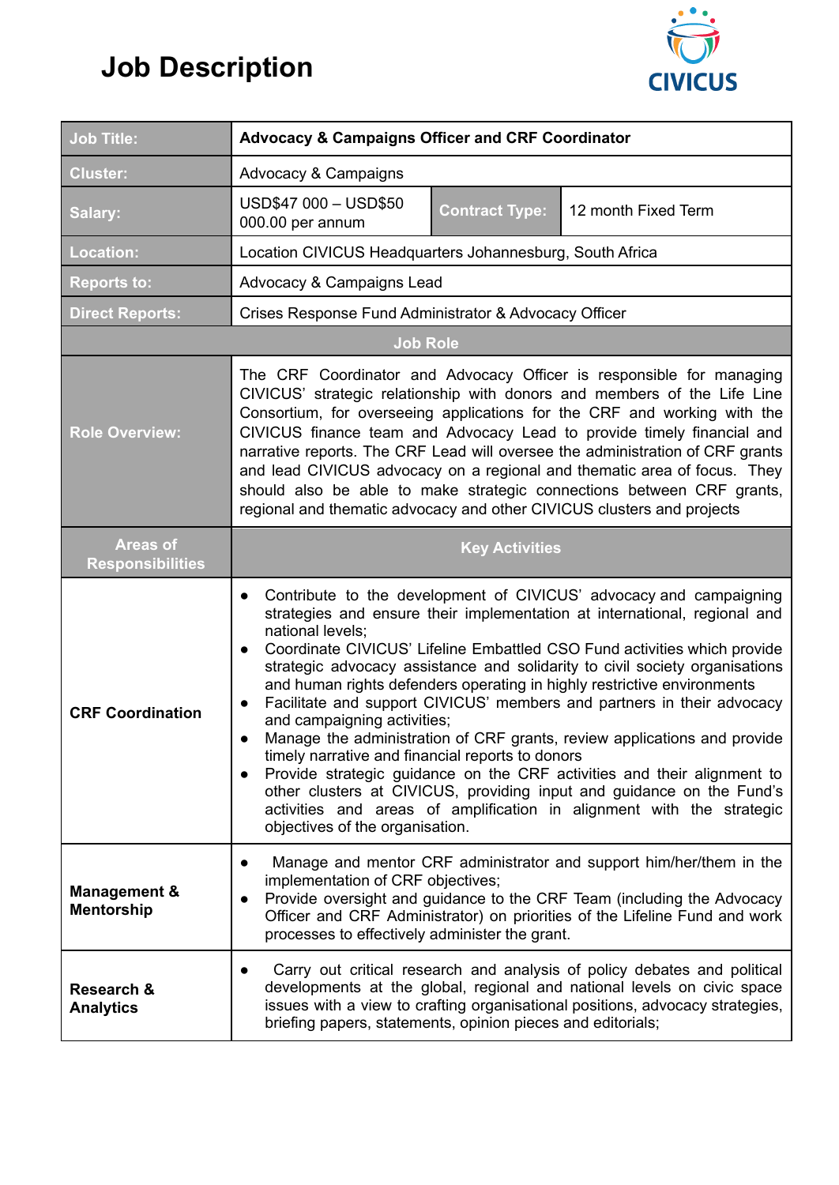# Job Description

CIVICUS

| Job Title: | Advocacy & Campaigns Officer and CRF Coordinator | | |
|---|---|---|---|
| Cluster: | Advocacy & Campaigns | | |
| Salary: | USD$47 000 – USD$50 000.00 per annum | Contract Type: | 12 month Fixed Term |
| Location: | Location CIVICUS Headquarters Johannesburg, South Africa | | |
| Reports to: | Advocacy & Campaigns Lead | | |
| Direct Reports: | Crises Response Fund Administrator & Advocacy Officer | | |

| Job Role | |
|---|---|
| Role Overview: | The CRF Coordinator and Advocacy Officer is responsible for managing CIVICUS' strategic relationship with donors and members of the Life Line Consortium, for overseeing applications for the CRF and working with the CIVICUS finance team and Advocacy Lead to provide timely financial and narrative reports. The CRF Lead will oversee the administration of CRF grants and lead CIVICUS advocacy on a regional and thematic area of focus. They should also be able to make strategic connections between CRF grants, regional and thematic advocacy and other CIVICUS clusters and projects |

| Areas of Responsibilities | Key Activities |
|---|---|
| **CRF Coordination** | • Contribute to the development of CIVICUS' advocacy and campaigning strategies and ensure their implementation at international, regional and national levels;<br>• Coordinate CIVICUS' Lifeline Embattled CSO Fund activities which provide strategic advocacy assistance and solidarity to civil society organisations and human rights defenders operating in highly restrictive environments<br>• Facilitate and support CIVICUS' members and partners in their advocacy and campaigning activities;<br>• Manage the administration of CRF grants, review applications and provide timely narrative and financial reports to donors<br>• Provide strategic guidance on the CRF activities and their alignment to other clusters at CIVICUS, providing input and guidance on the Fund's activities and areas of amplification in alignment with the strategic objectives of the organisation. |
| **Management & Mentorship** | • Manage and mentor CRF administrator and support him/her/them in the implementation of CRF objectives;<br>• Provide oversight and guidance to the CRF Team (including the Advocacy Officer and CRF Administrator) on priorities of the Lifeline Fund and work processes to effectively administer the grant. |
| **Research & Analytics** | • Carry out critical research and analysis of policy debates and political developments at the global, regional and national levels on civic space issues with a view to crafting organisational positions, advocacy strategies, briefing papers, statements, opinion pieces and editorials; |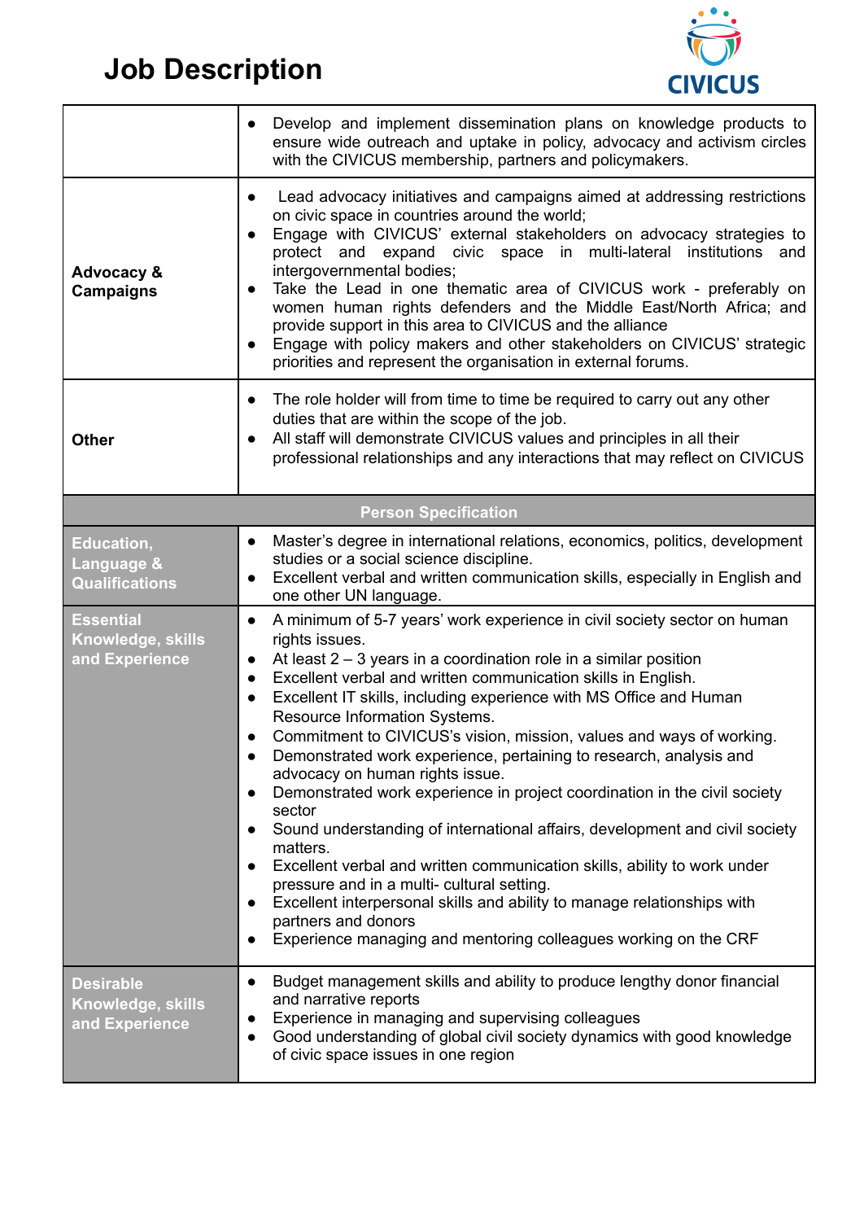# Job Description

| | |
|---|---|
| | • Develop and implement dissemination plans on knowledge products to ensure wide outreach and uptake in policy, advocacy and activism circles with the CIVICUS membership, partners and policymakers. |
| **Advocacy & Campaigns** | • Lead advocacy initiatives and campaigns aimed at addressing restrictions on civic space in countries around the world;<br>• Engage with CIVICUS' external stakeholders on advocacy strategies to protect and expand civic space in multi-lateral institutions and intergovernmental bodies;<br>• Take the Lead in one thematic area of CIVICUS work - preferably on women human rights defenders and the Middle East/North Africa; and provide support in this area to CIVICUS and the alliance<br>• Engage with policy makers and other stakeholders on CIVICUS' strategic priorities and represent the organisation in external forums. |
| **Other** | • The role holder will from time to time be required to carry out any other duties that are within the scope of the job.<br>• All staff will demonstrate CIVICUS values and principles in all their professional relationships and any interactions that may reflect on CIVICUS |
| **Person Specification** | |
| **Education, Language & Qualifications** | • Master's degree in international relations, economics, politics, development studies or a social science discipline.<br>• Excellent verbal and written communication skills, especially in English and one other UN language. |
| **Essential Knowledge, skills and Experience** | • A minimum of 5-7 years' work experience in civil society sector on human rights issues.<br>• At least 2 – 3 years in a coordination role in a similar position<br>• Excellent verbal and written communication skills in English.<br>• Excellent IT skills, including experience with MS Office and Human Resource Information Systems.<br>• Commitment to CIVICUS's vision, mission, values and ways of working.<br>• Demonstrated work experience, pertaining to research, analysis and advocacy on human rights issue.<br>• Demonstrated work experience in project coordination in the civil society sector<br>• Sound understanding of international affairs, development and civil society matters.<br>• Excellent verbal and written communication skills, ability to work under pressure and in a multi- cultural setting.<br>• Excellent interpersonal skills and ability to manage relationships with partners and donors<br>• Experience managing and mentoring colleagues working on the CRF |
| **Desirable Knowledge, skills and Experience** | • Budget management skills and ability to produce lengthy donor financial and narrative reports<br>• Experience in managing and supervising colleagues<br>• Good understanding of global civil society dynamics with good knowledge of civic space issues in one region |